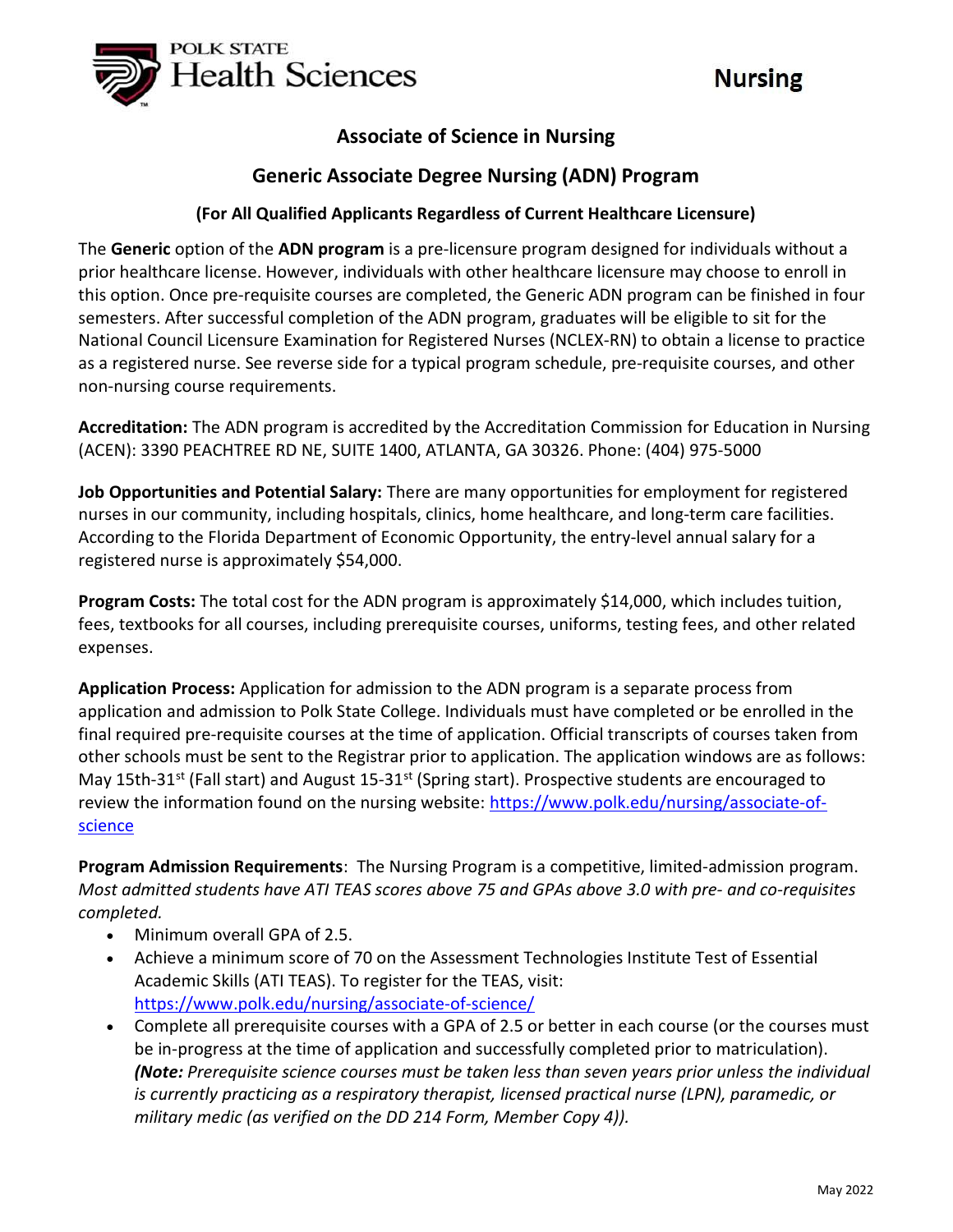POLK STATE Health Sciences

# Nursing

## Associate of Science in Nursing

## Generic Associate Degree Nursing (ADN) Program

### (For All Qualified Applicants Regardless of Current Healthcare Licensure)

The **Generic** option of the **ADN program** is a pre-licensure program designed for individuals without a prior healthcare license. However, individuals with other healthcare licensure may choose to enroll in this option. Once pre-requisite courses are completed, the Generic ADN program can be finished in four semesters. After successful completion of the ADN program, graduates will be eligible to sit for the National Council Licensure Examination for Registered Nurses (NCLEX-RN) to obtain a license to practice as a registered nurse. See reverse side for a typical program schedule, pre-requisite courses, and other non-nursing course requirements.

**Accreditation:** The ADN program is accredited by the Accreditation Commission for Education in Nursing (ACEN): 3390 PEACHTREE RD NE, SUITE 1400, ATLANTA, GA 30326. Phone: (404) 975-5000

**Job Opportunities and Potential Salary:** There are many opportunities for employment for registered nurses in our community, including hospitals, clinics, home healthcare, and long-term care facilities. According to the Florida Department of Economic Opportunity, the entry-level annual salary for a registered nurse is approximately $54,000.

**Program Costs:** The total cost for the ADN program is approximately $14,000, which includes tuition, fees, textbooks for all courses, including prerequisite courses, uniforms, testing fees, and other related expenses.

**Application Process:** Application for admission to the ADN program is a separate process from application and admission to Polk State College. Individuals must have completed or be enrolled in the final required pre-requisite courses at the time of application. Official transcripts of courses taken from other schools must be sent to the Registrar prior to application. The application windows are as follows: May 15th-31st (Fall start) and August 15-31st (Spring start). Prospective students are encouraged to review the information found on the nursing website: https://www.polk.edu/nursing/associate-of-science

**Program Admission Requirements**: The Nursing Program is a competitive, limited-admission program. *Most admitted students have ATI TEAS scores above 75 and GPAs above 3.0 with pre- and co-requisites completed.*

- Minimum overall GPA of 2.5.
- Achieve a minimum score of 70 on the Assessment Technologies Institute Test of Essential Academic Skills (ATI TEAS). To register for the TEAS, visit: https://www.polk.edu/nursing/associate-of-science/
- Complete all prerequisite courses with a GPA of 2.5 or better in each course (or the courses must be in-progress at the time of application and successfully completed prior to matriculation). ***(Note:** Prerequisite science courses must be taken less than seven years prior unless the individual is currently practicing as a respiratory therapist, licensed practical nurse (LPN), paramedic, or military medic (as verified on the DD 214 Form, Member Copy 4)).*

May 2022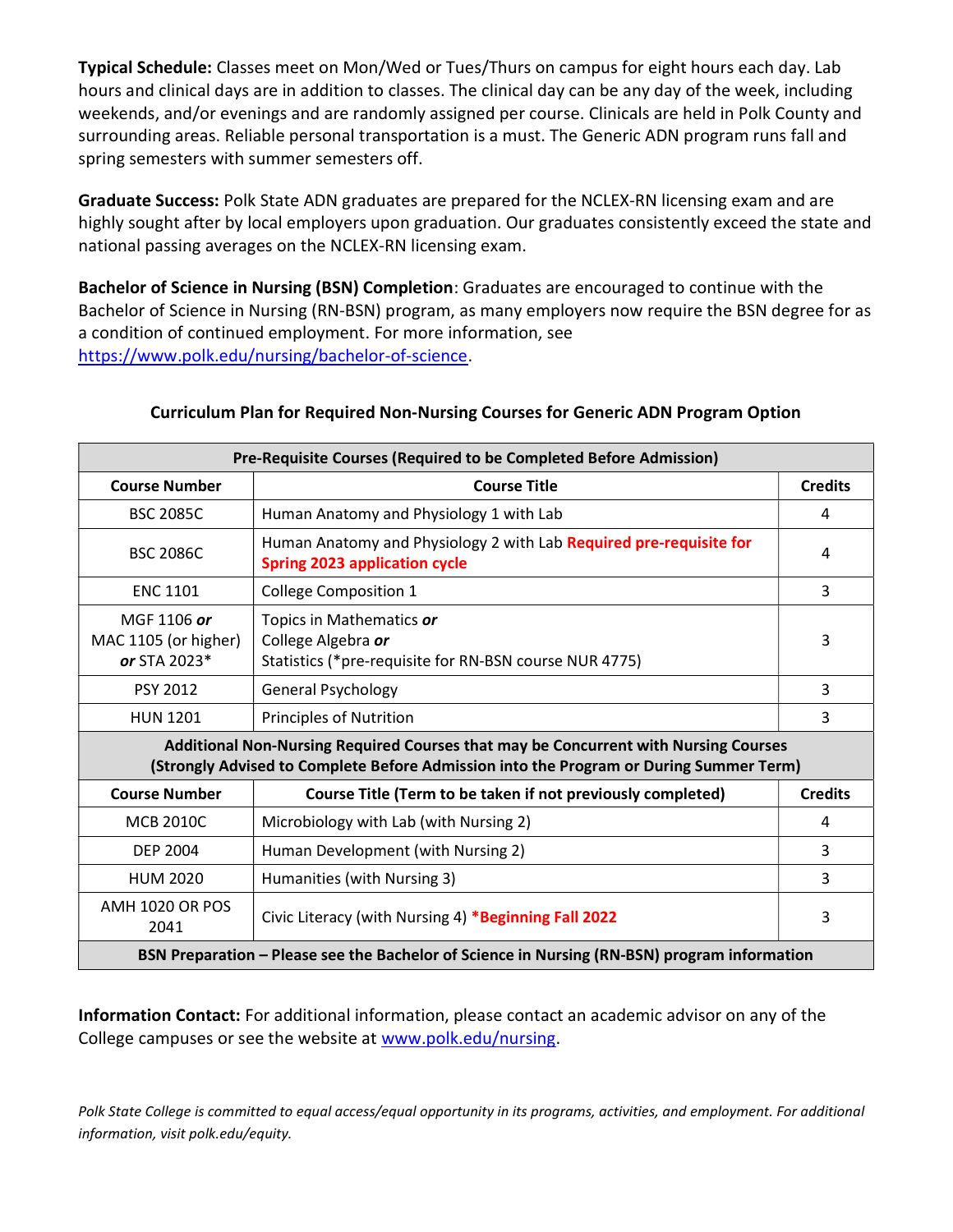**Typical Schedule:** Classes meet on Mon/Wed or Tues/Thurs on campus for eight hours each day. Lab hours and clinical days are in addition to classes. The clinical day can be any day of the week, including weekends, and/or evenings and are randomly assigned per course. Clinicals are held in Polk County and surrounding areas. Reliable personal transportation is a must. The Generic ADN program runs fall and spring semesters with summer semesters off.

**Graduate Success:** Polk State ADN graduates are prepared for the NCLEX-RN licensing exam and are highly sought after by local employers upon graduation. Our graduates consistently exceed the state and national passing averages on the NCLEX-RN licensing exam.

**Bachelor of Science in Nursing (BSN) Completion**: Graduates are encouraged to continue with the Bachelor of Science in Nursing (RN-BSN) program, as many employers now require the BSN degree for as a condition of continued employment. For more information, see https://www.polk.edu/nursing/bachelor-of-science.

### Curriculum Plan for Required Non-Nursing Courses for Generic ADN Program Option

| **Pre-Requisite Courses (Required to be Completed Before Admission)** | | |
|---|---|---|
| **Course Number** | **Course Title** | **Credits** |
| BSC 2085C | Human Anatomy and Physiology 1 with Lab | 4 |
| BSC 2086C | Human Anatomy and Physiology 2 with Lab **Required pre-requisite for Spring 2023 application cycle** | 4 |
| ENC 1101 | College Composition 1 | 3 |
| MGF 1106 ***or*** MAC 1105 (or higher) ***or*** STA 2023* | Topics in Mathematics ***or*** College Algebra ***or*** Statistics (*pre-requisite for RN-BSN course NUR 4775) | 3 |
| PSY 2012 | General Psychology | 3 |
| HUN 1201 | Principles of Nutrition | 3 |
| **Additional Non-Nursing Required Courses that may be Concurrent with Nursing Courses (Strongly Advised to Complete Before Admission into the Program or During Summer Term)** | | |
| **Course Number** | **Course Title (Term to be taken if not previously completed)** | **Credits** |
| MCB 2010C | Microbiology with Lab (with Nursing 2) | 4 |
| DEP 2004 | Human Development (with Nursing 2) | 3 |
| HUM 2020 | Humanities (with Nursing 3) | 3 |
| AMH 1020 OR POS 2041 | Civic Literacy (with Nursing 4) ***Beginning Fall 2022** | 3 |
| **BSN Preparation – Please see the Bachelor of Science in Nursing (RN-BSN) program information** | | |

**Information Contact:** For additional information, please contact an academic advisor on any of the College campuses or see the website at www.polk.edu/nursing.

*Polk State College is committed to equal access/equal opportunity in its programs, activities, and employment. For additional information, visit polk.edu/equity.*